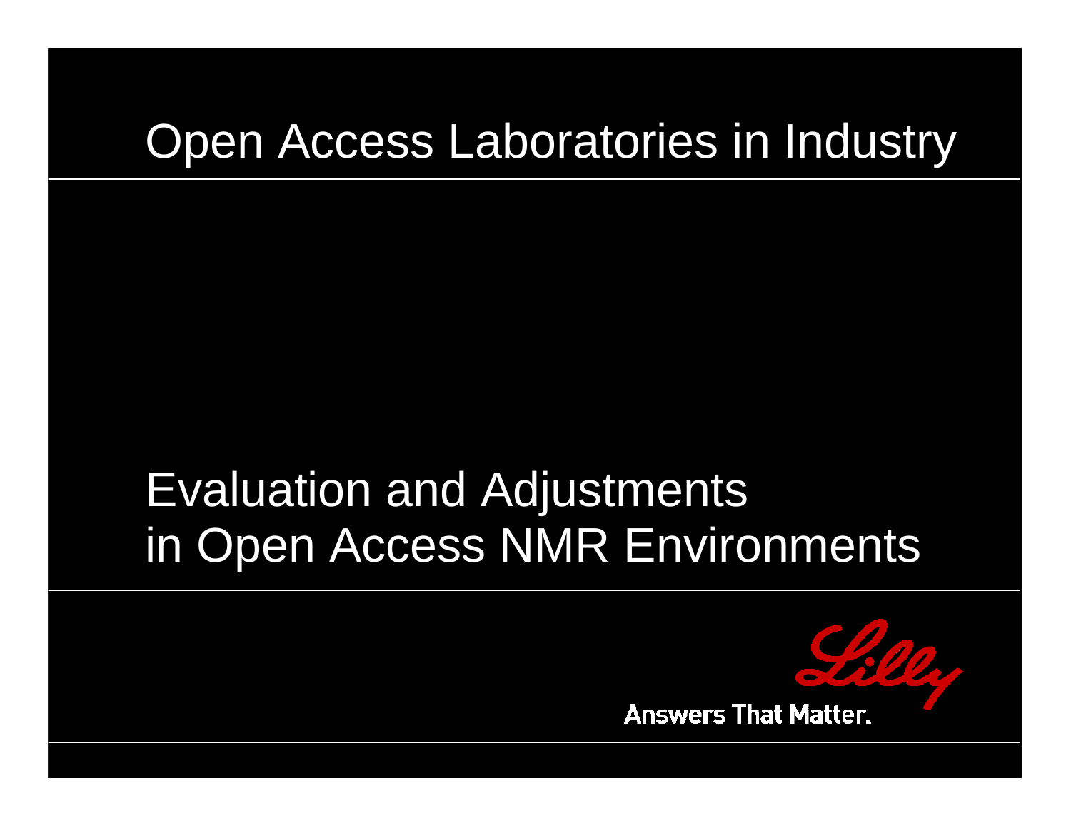# Open Access Laboratories in Industry

## Evaluation and Adjustments in Open Access NMR Environments

Lilly

Answers That Matter.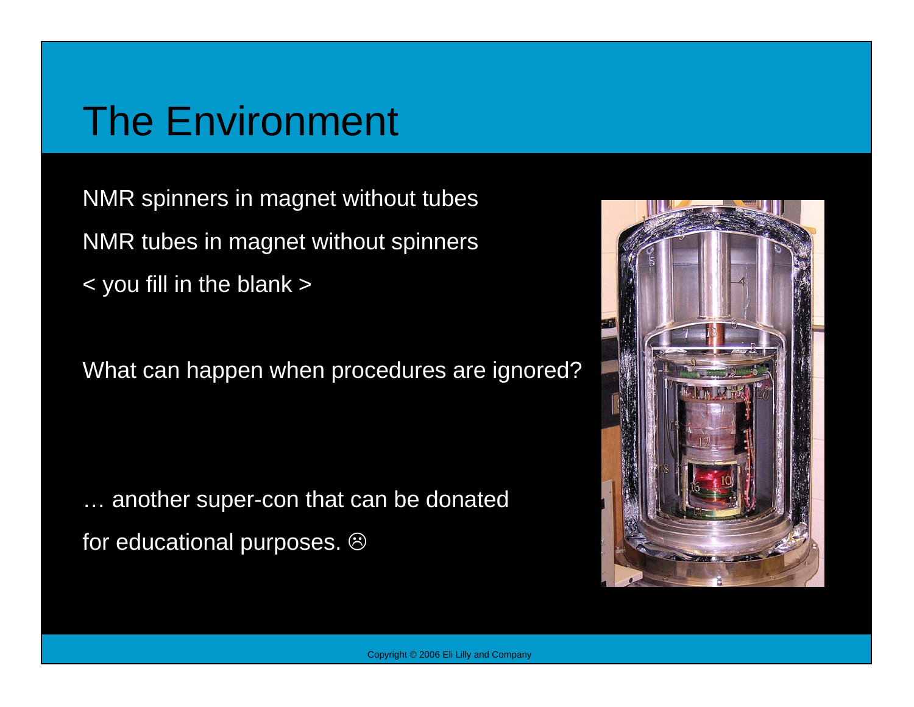# The Environment

NMR spinners in magnet without tubes

NMR tubes in magnet without spinners

< you fill in the blank >

What can happen when procedures are ignored?

… another super-con that can be donated

for educational purposes. ☹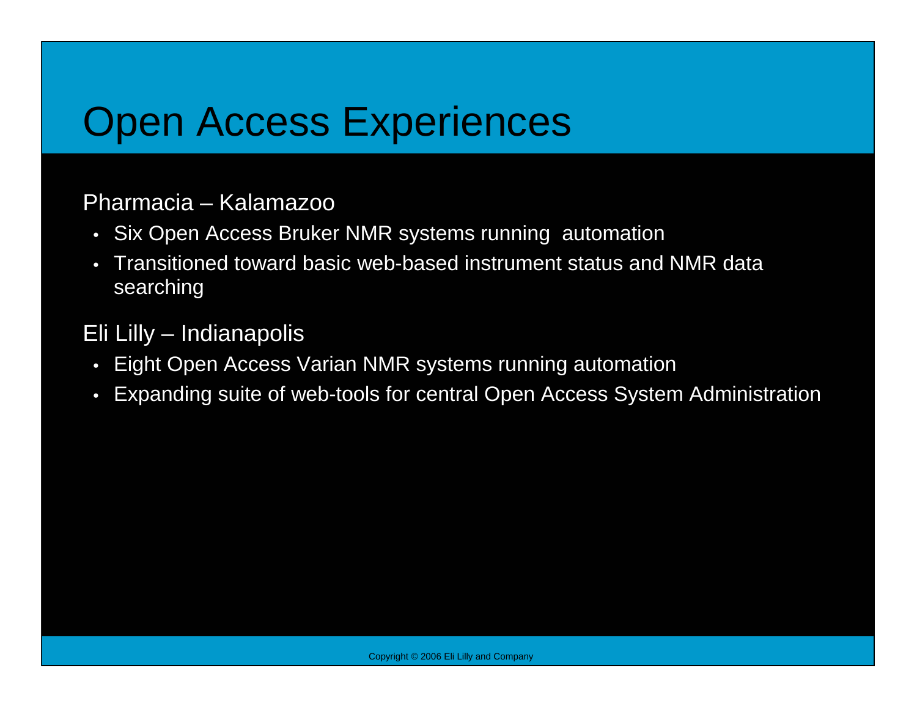# Open Access Experiences

Pharmacia – Kalamazoo

- Six Open Access Bruker NMR systems running automation
- Transitioned toward basic web-based instrument status and NMR data searching

Eli Lilly – Indianapolis

- Eight Open Access Varian NMR systems running automation
- Expanding suite of web-tools for central Open Access System Administration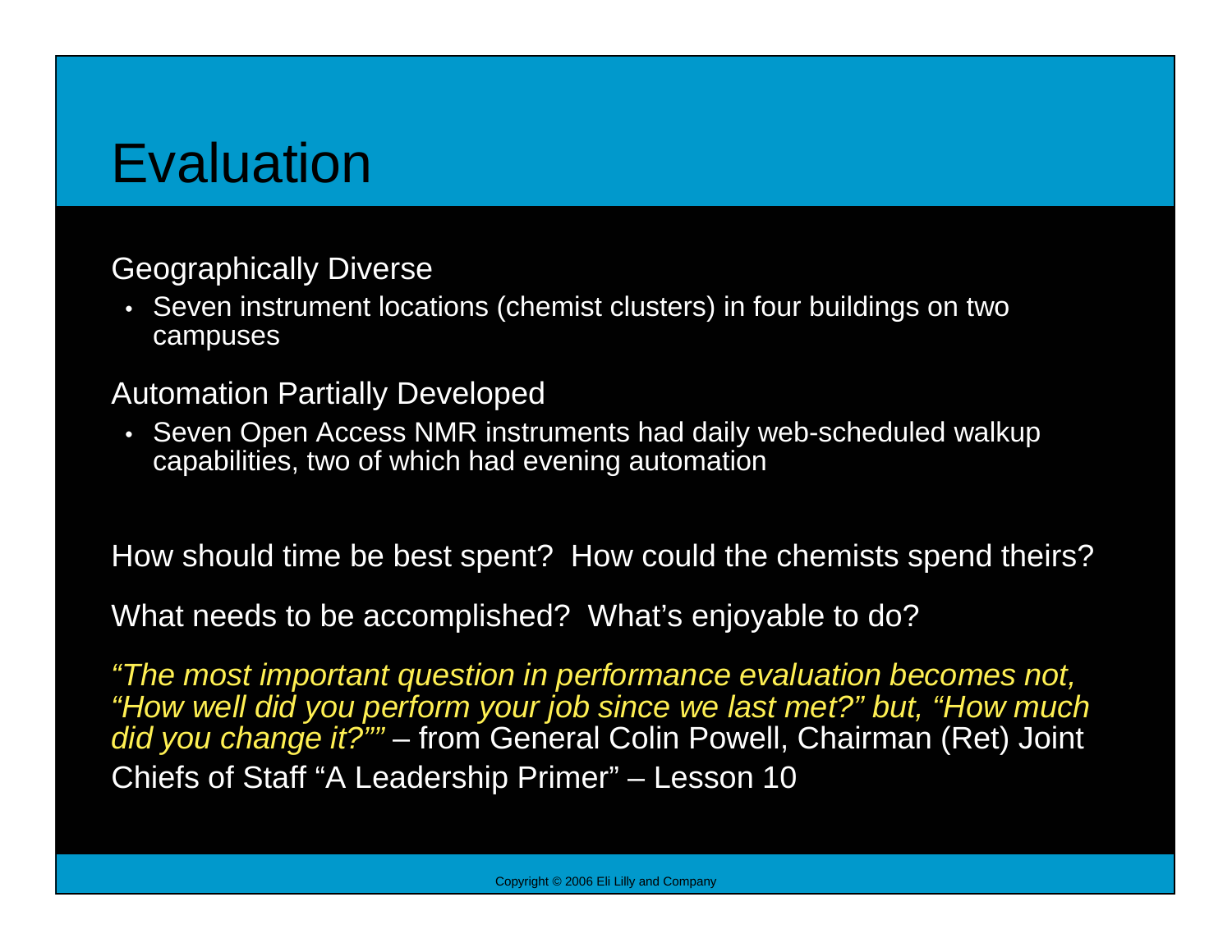# Evaluation

Geographically Diverse

- Seven instrument locations (chemist clusters) in four buildings on two campuses

Automation Partially Developed

- Seven Open Access NMR instruments had daily web-scheduled walkup capabilities, two of which had evening automation

How should time be best spent? How could the chemists spend theirs?

What needs to be accomplished? What's enjoyable to do?

*"The most important question in performance evaluation becomes not, "How well did you perform your job since we last met?" but, "How much did you change it?""* – from General Colin Powell, Chairman (Ret) Joint Chiefs of Staff "A Leadership Primer" – Lesson 10

Copyright © 2006 Eli Lilly and Company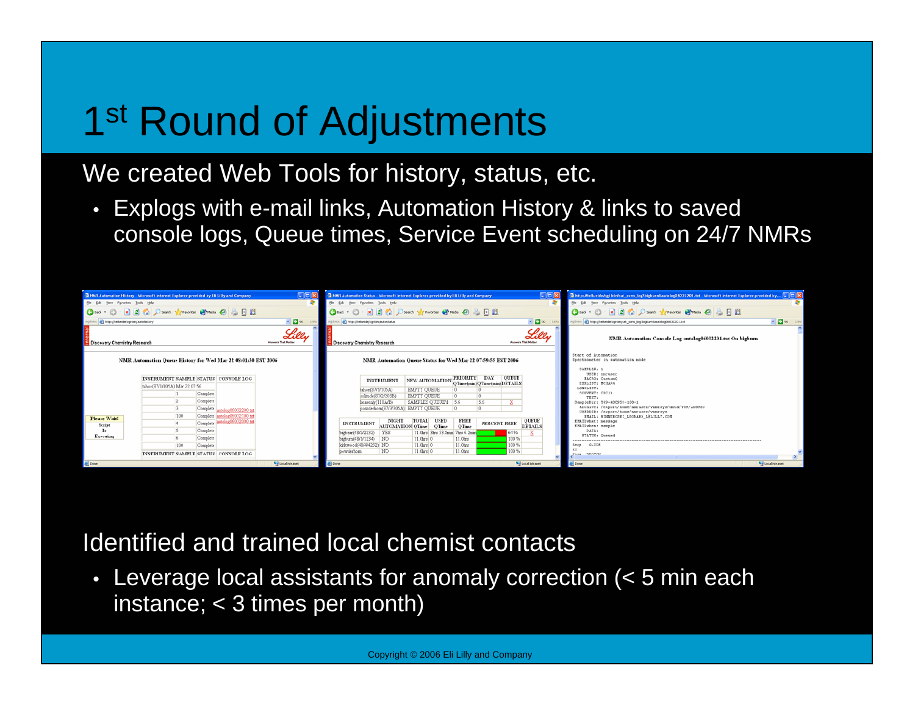# 1st Round of Adjustments

We created Web Tools for history, status, etc.

- Explogs with e-mail links, Automation History & links to saved console logs, Queue times, Service Event scheduling on 24/7 NMRs

Identified and trained local chemist contacts

- Leverage local assistants for anomaly correction (< 5 min each instance; < 3 times per month)

Copyright © 2006 Eli Lilly and Company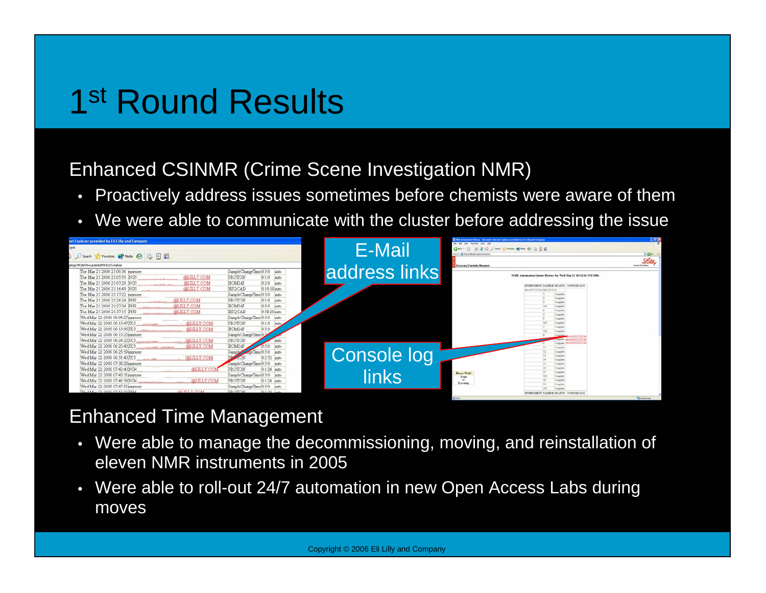# 1st Round Results

Enhanced CSINMR (Crime Scene Investigation NMR)

- Proactively address issues sometimes before chemists were aware of them
- We were able to communicate with the cluster before addressing the issue

E-Mail address links

Console log links

Enhanced Time Management

- Were able to manage the decommissioning, moving, and reinstallation of eleven NMR instruments in 2005
- Were able to roll-out 24/7 automation in new Open Access Labs during moves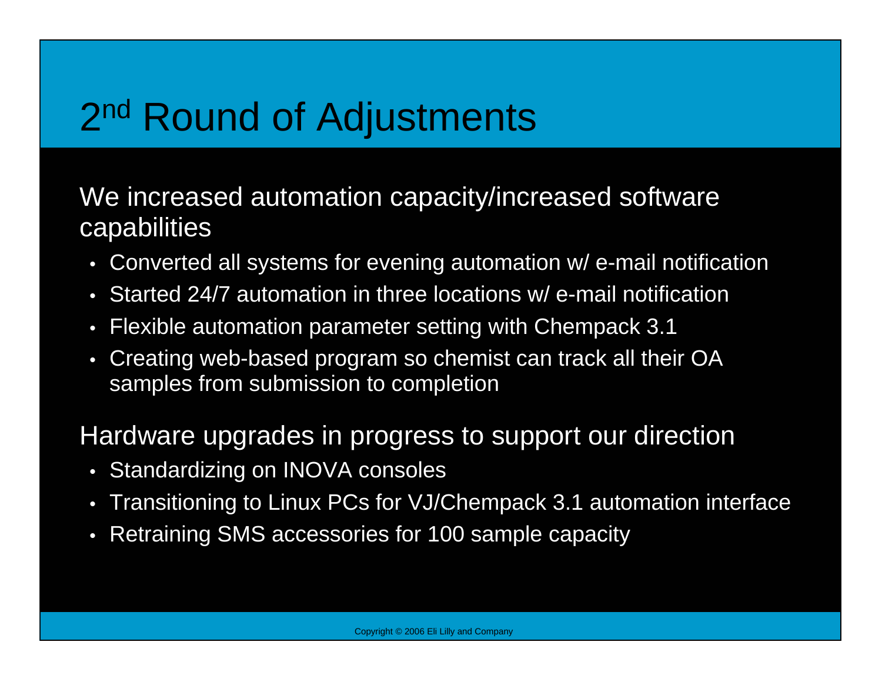# 2nd Round of Adjustments

We increased automation capacity/increased software capabilities

- Converted all systems for evening automation w/ e-mail notification
- Started 24/7 automation in three locations w/ e-mail notification
- Flexible automation parameter setting with Chempack 3.1
- Creating web-based program so chemist can track all their OA samples from submission to completion

Hardware upgrades in progress to support our direction

- Standardizing on INOVA consoles
- Transitioning to Linux PCs for VJ/Chempack 3.1 automation interface
- Retraining SMS accessories for 100 sample capacity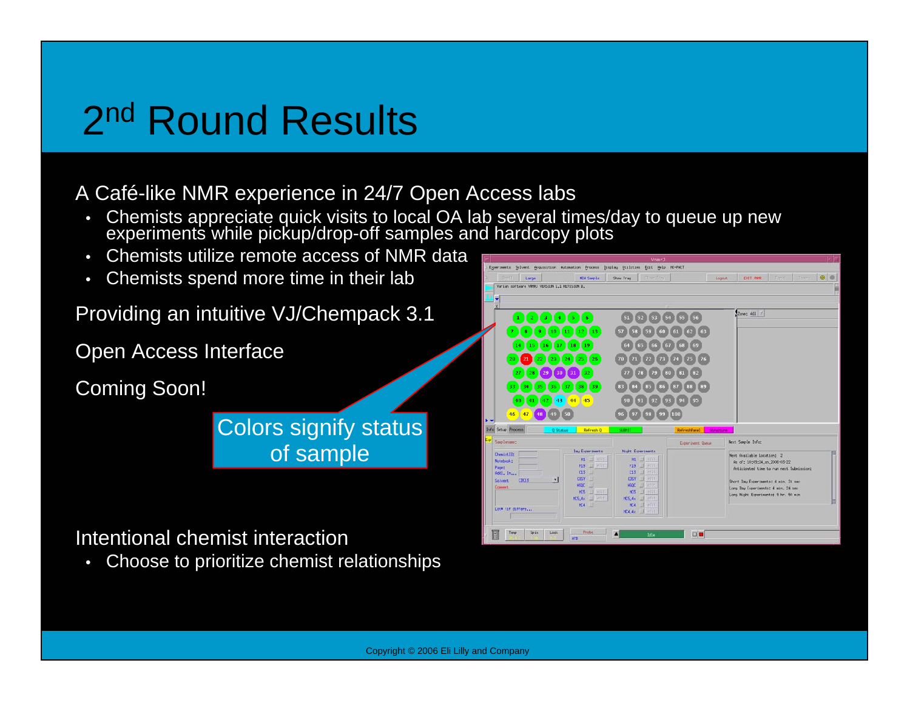# 2nd Round Results

A Café-like NMR experience in 24/7 Open Access labs

- Chemists appreciate quick visits to local OA lab several times/day to queue up new experiments while pickup/drop-off samples and hardcopy plots
- Chemists utilize remote access of NMR data
- Chemists spend more time in their lab

Providing an intuitive VJ/Chempack 3.1

Open Access Interface

Coming Soon!

Colors signify status of sample

Intentional chemist interaction

- Choose to prioritize chemist relationships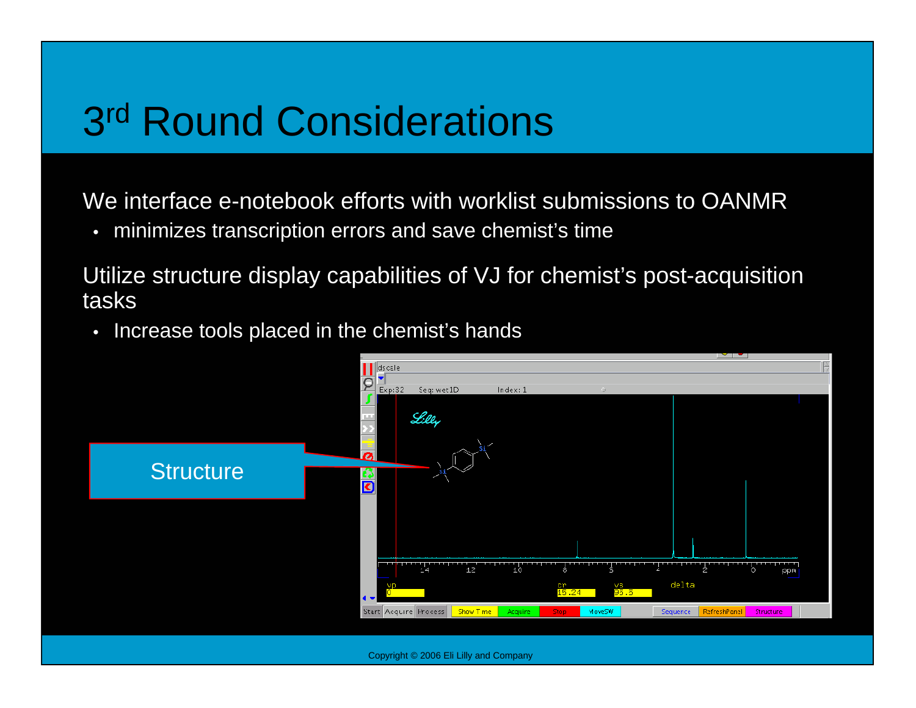# 3rd Round Considerations

We interface e-notebook efforts with worklist submissions to OANMR

- minimizes transcription errors and save chemist's time

Utilize structure display capabilities of VJ for chemist's post-acquisition tasks

- Increase tools placed in the chemist's hands

Structure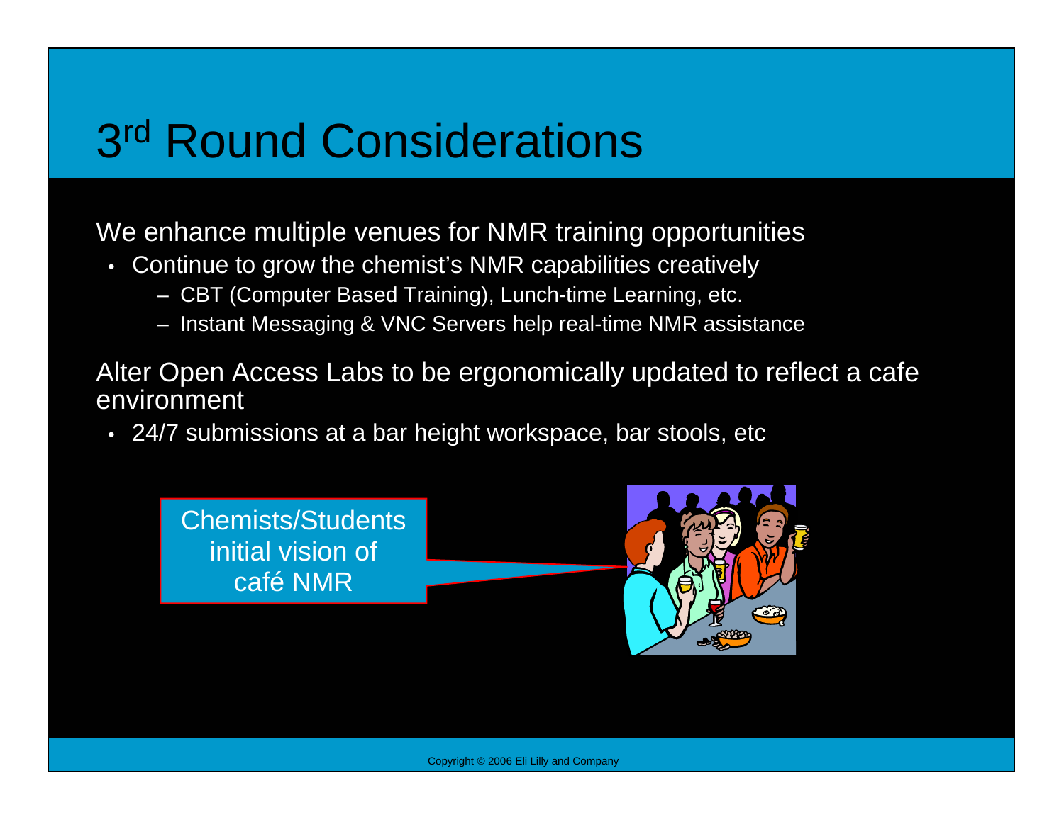# 3rd Round Considerations

We enhance multiple venues for NMR training opportunities

- Continue to grow the chemist's NMR capabilities creatively
  - CBT (Computer Based Training), Lunch-time Learning, etc.
  - Instant Messaging & VNC Servers help real-time NMR assistance

Alter Open Access Labs to be ergonomically updated to reflect a cafe environment

- 24/7 submissions at a bar height workspace, bar stools, etc

Chemists/Students initial vision of café NMR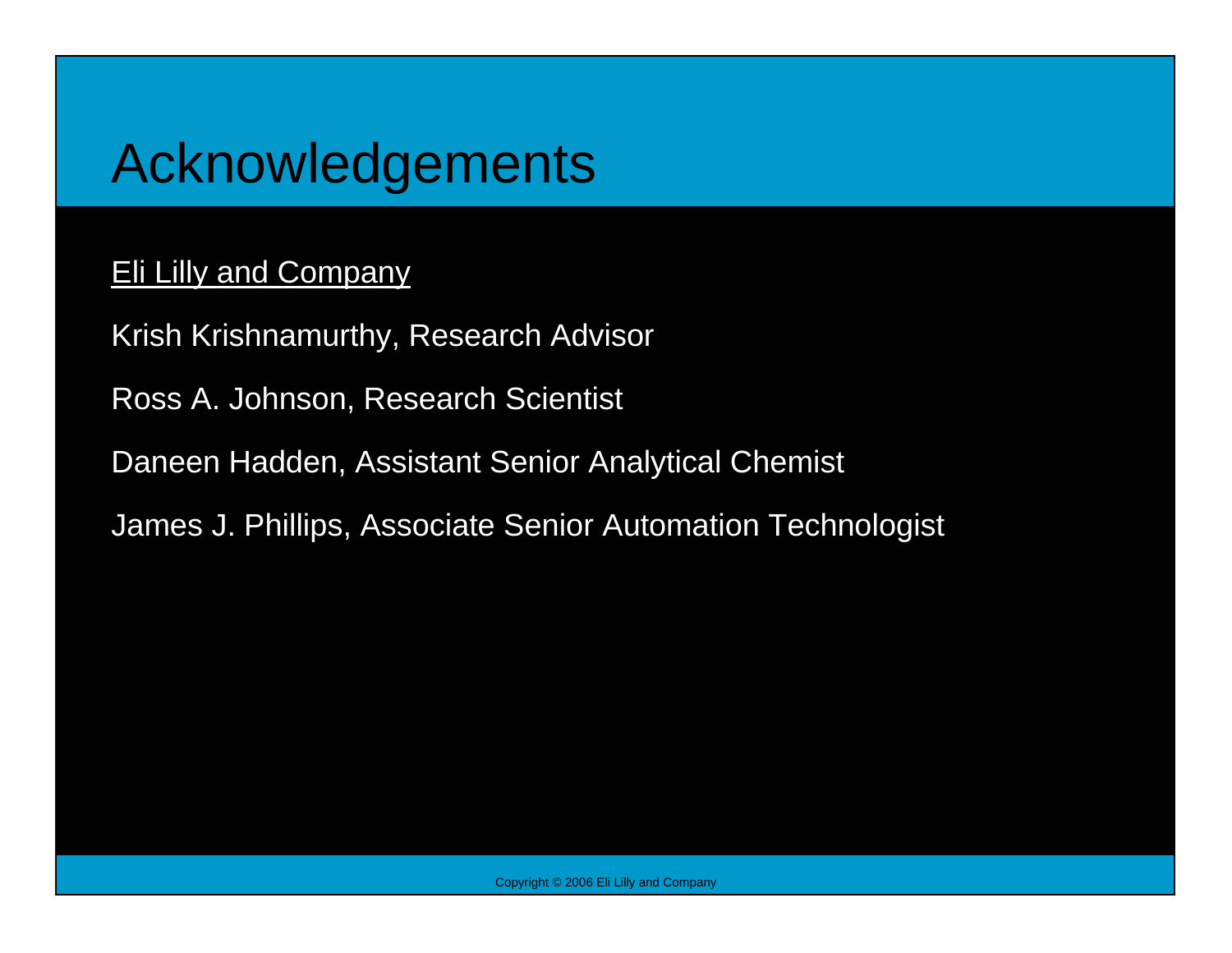# Acknowledgements

Eli Lilly and Company

Krish Krishnamurthy, Research Advisor

Ross A. Johnson, Research Scientist

Daneen Hadden, Assistant Senior Analytical Chemist

James J. Phillips, Associate Senior Automation Technologist

Copyright © 2006 Eli Lilly and Company